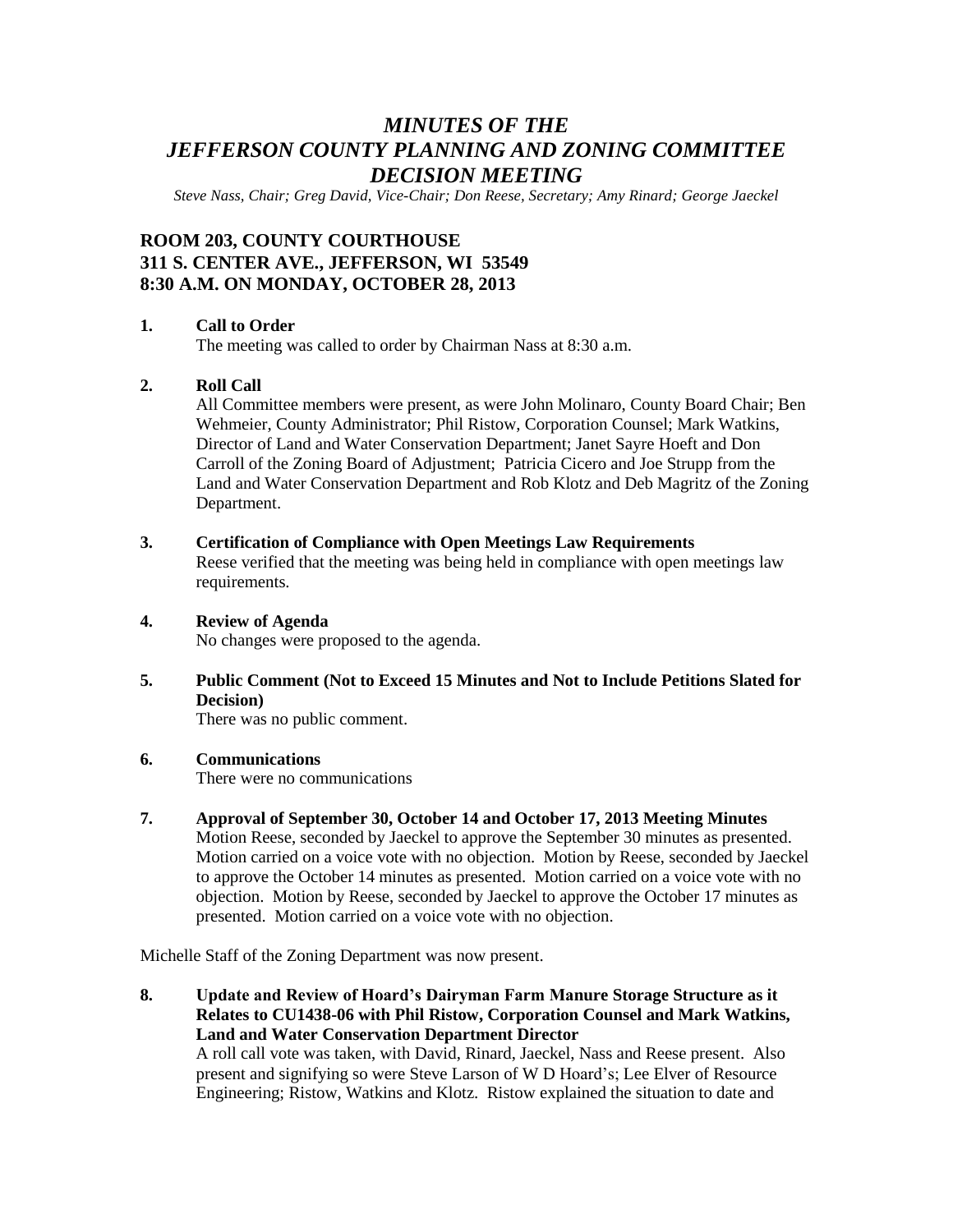# *MINUTES OF THE JEFFERSON COUNTY PLANNING AND ZONING COMMITTEE DECISION MEETING*

*Steve Nass, Chair; Greg David, Vice-Chair; Don Reese, Secretary; Amy Rinard; George Jaeckel*

## ROOM 203, COUNTY COURTHOUSE
## 311 S. CENTER AVE., JEFFERSON, WI 53549
## 8:30 A.M. ON MONDAY, OCTOBER 28, 2013

**1. Call to Order**

The meeting was called to order by Chairman Nass at 8:30 a.m.

**2. Roll Call**

All Committee members were present, as were John Molinaro, County Board Chair; Ben Wehmeier, County Administrator; Phil Ristow, Corporation Counsel; Mark Watkins, Director of Land and Water Conservation Department; Janet Sayre Hoeft and Don Carroll of the Zoning Board of Adjustment; Patricia Cicero and Joe Strupp from the Land and Water Conservation Department and Rob Klotz and Deb Magritz of the Zoning Department.

**3. Certification of Compliance with Open Meetings Law Requirements**

Reese verified that the meeting was being held in compliance with open meetings law requirements.

**4. Review of Agenda**

No changes were proposed to the agenda.

**5. Public Comment (Not to Exceed 15 Minutes and Not to Include Petitions Slated for Decision)**

There was no public comment.

**6. Communications**

There were no communications

**7. Approval of September 30, October 14 and October 17, 2013 Meeting Minutes**

Motion Reese, seconded by Jaeckel to approve the September 30 minutes as presented. Motion carried on a voice vote with no objection. Motion by Reese, seconded by Jaeckel to approve the October 14 minutes as presented. Motion carried on a voice vote with no objection. Motion by Reese, seconded by Jaeckel to approve the October 17 minutes as presented. Motion carried on a voice vote with no objection.

Michelle Staff of the Zoning Department was now present.

**8. Update and Review of Hoard's Dairyman Farm Manure Storage Structure as it Relates to CU1438-06 with Phil Ristow, Corporation Counsel and Mark Watkins, Land and Water Conservation Department Director**

A roll call vote was taken, with David, Rinard, Jaeckel, Nass and Reese present. Also present and signifying so were Steve Larson of W D Hoard's; Lee Elver of Resource Engineering; Ristow, Watkins and Klotz. Ristow explained the situation to date and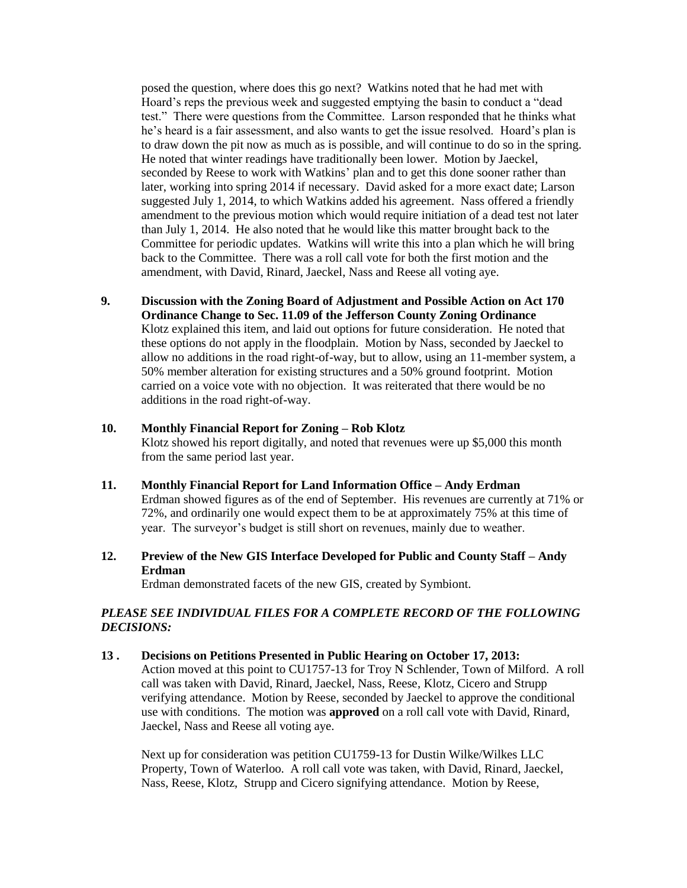posed the question, where does this go next? Watkins noted that he had met with Hoard's reps the previous week and suggested emptying the basin to conduct a "dead test." There were questions from the Committee. Larson responded that he thinks what he's heard is a fair assessment, and also wants to get the issue resolved. Hoard's plan is to draw down the pit now as much as is possible, and will continue to do so in the spring. He noted that winter readings have traditionally been lower. Motion by Jaeckel, seconded by Reese to work with Watkins' plan and to get this done sooner rather than later, working into spring 2014 if necessary. David asked for a more exact date; Larson suggested July 1, 2014, to which Watkins added his agreement. Nass offered a friendly amendment to the previous motion which would require initiation of a dead test not later than July 1, 2014. He also noted that he would like this matter brought back to the Committee for periodic updates. Watkins will write this into a plan which he will bring back to the Committee. There was a roll call vote for both the first motion and the amendment, with David, Rinard, Jaeckel, Nass and Reese all voting aye.

**9. Discussion with the Zoning Board of Adjustment and Possible Action on Act 170 Ordinance Change to Sec. 11.09 of the Jefferson County Zoning Ordinance**

Klotz explained this item, and laid out options for future consideration. He noted that these options do not apply in the floodplain. Motion by Nass, seconded by Jaeckel to allow no additions in the road right-of-way, but to allow, using an 11-member system, a 50% member alteration for existing structures and a 50% ground footprint. Motion carried on a voice vote with no objection. It was reiterated that there would be no additions in the road right-of-way.

**10. Monthly Financial Report for Zoning – Rob Klotz**

Klotz showed his report digitally, and noted that revenues were up $5,000 this month from the same period last year.

**11. Monthly Financial Report for Land Information Office – Andy Erdman**

Erdman showed figures as of the end of September. His revenues are currently at 71% or 72%, and ordinarily one would expect them to be at approximately 75% at this time of year. The surveyor's budget is still short on revenues, mainly due to weather.

**12. Preview of the New GIS Interface Developed for Public and County Staff – Andy Erdman**

Erdman demonstrated facets of the new GIS, created by Symbiont.

***PLEASE SEE INDIVIDUAL FILES FOR A COMPLETE RECORD OF THE FOLLOWING DECISIONS:***

**13 . Decisions on Petitions Presented in Public Hearing on October 17, 2013:**

Action moved at this point to CU1757-13 for Troy N Schlender, Town of Milford. A roll call was taken with David, Rinard, Jaeckel, Nass, Reese, Klotz, Cicero and Strupp verifying attendance. Motion by Reese, seconded by Jaeckel to approve the conditional use with conditions. The motion was **approved** on a roll call vote with David, Rinard, Jaeckel, Nass and Reese all voting aye.

Next up for consideration was petition CU1759-13 for Dustin Wilke/Wilkes LLC Property, Town of Waterloo. A roll call vote was taken, with David, Rinard, Jaeckel, Nass, Reese, Klotz, Strupp and Cicero signifying attendance. Motion by Reese,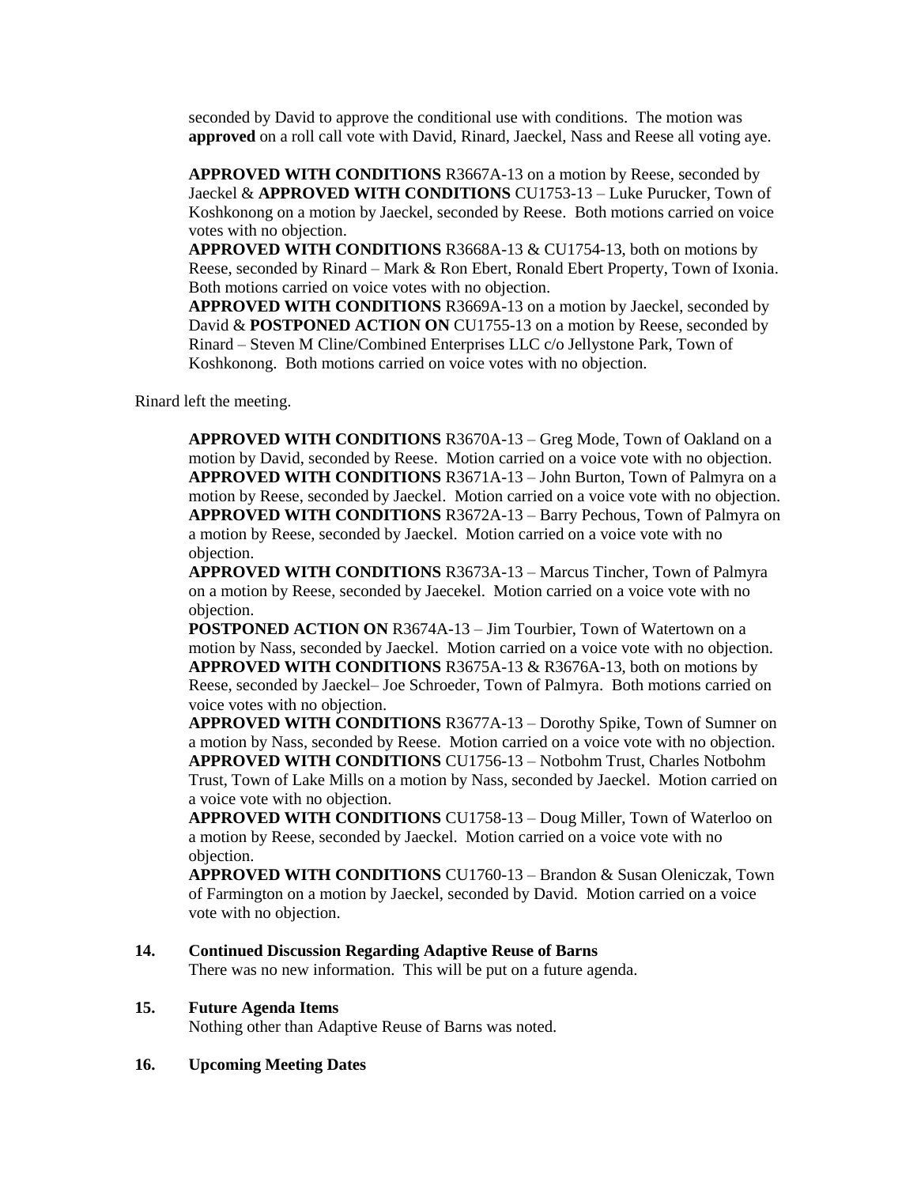seconded by David to approve the conditional use with conditions. The motion was **approved** on a roll call vote with David, Rinard, Jaeckel, Nass and Reese all voting aye.

**APPROVED WITH CONDITIONS** R3667A-13 on a motion by Reese, seconded by Jaeckel & **APPROVED WITH CONDITIONS** CU1753-13 – Luke Purucker, Town of Koshkonong on a motion by Jaeckel, seconded by Reese. Both motions carried on voice votes with no objection.

**APPROVED WITH CONDITIONS** R3668A-13 & CU1754-13, both on motions by Reese, seconded by Rinard – Mark & Ron Ebert, Ronald Ebert Property, Town of Ixonia. Both motions carried on voice votes with no objection.

**APPROVED WITH CONDITIONS** R3669A-13 on a motion by Jaeckel, seconded by David & **POSTPONED ACTION ON** CU1755-13 on a motion by Reese, seconded by Rinard – Steven M Cline/Combined Enterprises LLC c/o Jellystone Park, Town of Koshkonong. Both motions carried on voice votes with no objection.

Rinard left the meeting.

**APPROVED WITH CONDITIONS** R3670A-13 – Greg Mode, Town of Oakland on a motion by David, seconded by Reese. Motion carried on a voice vote with no objection.

**APPROVED WITH CONDITIONS** R3671A-13 – John Burton, Town of Palmyra on a motion by Reese, seconded by Jaeckel. Motion carried on a voice vote with no objection.

**APPROVED WITH CONDITIONS** R3672A-13 – Barry Pechous, Town of Palmyra on a motion by Reese, seconded by Jaeckel. Motion carried on a voice vote with no objection.

**APPROVED WITH CONDITIONS** R3673A-13 – Marcus Tincher, Town of Palmyra on a motion by Reese, seconded by Jaecekel. Motion carried on a voice vote with no objection.

**POSTPONED ACTION ON** R3674A-13 – Jim Tourbier, Town of Watertown on a motion by Nass, seconded by Jaeckel. Motion carried on a voice vote with no objection.

**APPROVED WITH CONDITIONS** R3675A-13 & R3676A-13, both on motions by Reese, seconded by Jaeckel– Joe Schroeder, Town of Palmyra. Both motions carried on voice votes with no objection.

**APPROVED WITH CONDITIONS** R3677A-13 – Dorothy Spike, Town of Sumner on a motion by Nass, seconded by Reese. Motion carried on a voice vote with no objection.

**APPROVED WITH CONDITIONS** CU1756-13 – Notbohm Trust, Charles Notbohm Trust, Town of Lake Mills on a motion by Nass, seconded by Jaeckel. Motion carried on a voice vote with no objection.

**APPROVED WITH CONDITIONS** CU1758-13 – Doug Miller, Town of Waterloo on a motion by Reese, seconded by Jaeckel. Motion carried on a voice vote with no objection.

**APPROVED WITH CONDITIONS** CU1760-13 – Brandon & Susan Oleniczak, Town of Farmington on a motion by Jaeckel, seconded by David. Motion carried on a voice vote with no objection.

**14. Continued Discussion Regarding Adaptive Reuse of Barns**

There was no new information. This will be put on a future agenda.

**15. Future Agenda Items**

Nothing other than Adaptive Reuse of Barns was noted.

**16. Upcoming Meeting Dates**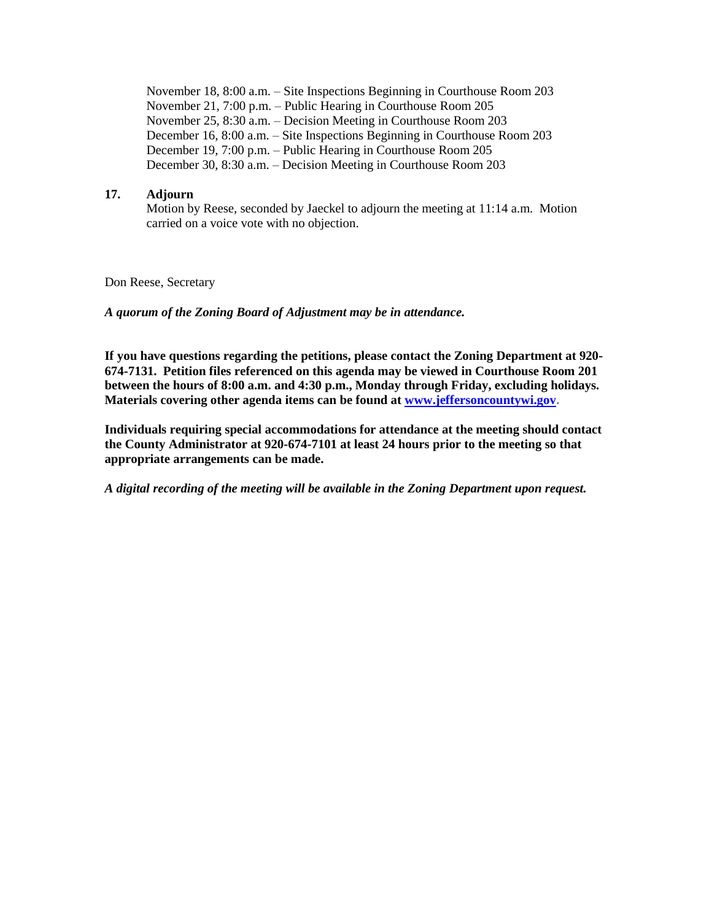November 18, 8:00 a.m. – Site Inspections Beginning in Courthouse Room 203
November 21, 7:00 p.m. – Public Hearing in Courthouse Room 205
November 25, 8:30 a.m. – Decision Meeting in Courthouse Room 203
December 16, 8:00 a.m. – Site Inspections Beginning in Courthouse Room 203
December 19, 7:00 p.m. – Public Hearing in Courthouse Room 205
December 30, 8:30 a.m. – Decision Meeting in Courthouse Room 203

**17. Adjourn**

Motion by Reese, seconded by Jaeckel to adjourn the meeting at 11:14 a.m. Motion carried on a voice vote with no objection.

Don Reese, Secretary

***A quorum of the Zoning Board of Adjustment may be in attendance.***

**If you have questions regarding the petitions, please contact the Zoning Department at 920-674-7131. Petition files referenced on this agenda may be viewed in Courthouse Room 201 between the hours of 8:00 a.m. and 4:30 p.m., Monday through Friday, excluding holidays. Materials covering other agenda items can be found at [www.jeffersoncountywi.gov](http://www.jeffersoncountywi.gov).**

**Individuals requiring special accommodations for attendance at the meeting should contact the County Administrator at 920-674-7101 at least 24 hours prior to the meeting so that appropriate arrangements can be made.**

***A digital recording of the meeting will be available in the Zoning Department upon request.***